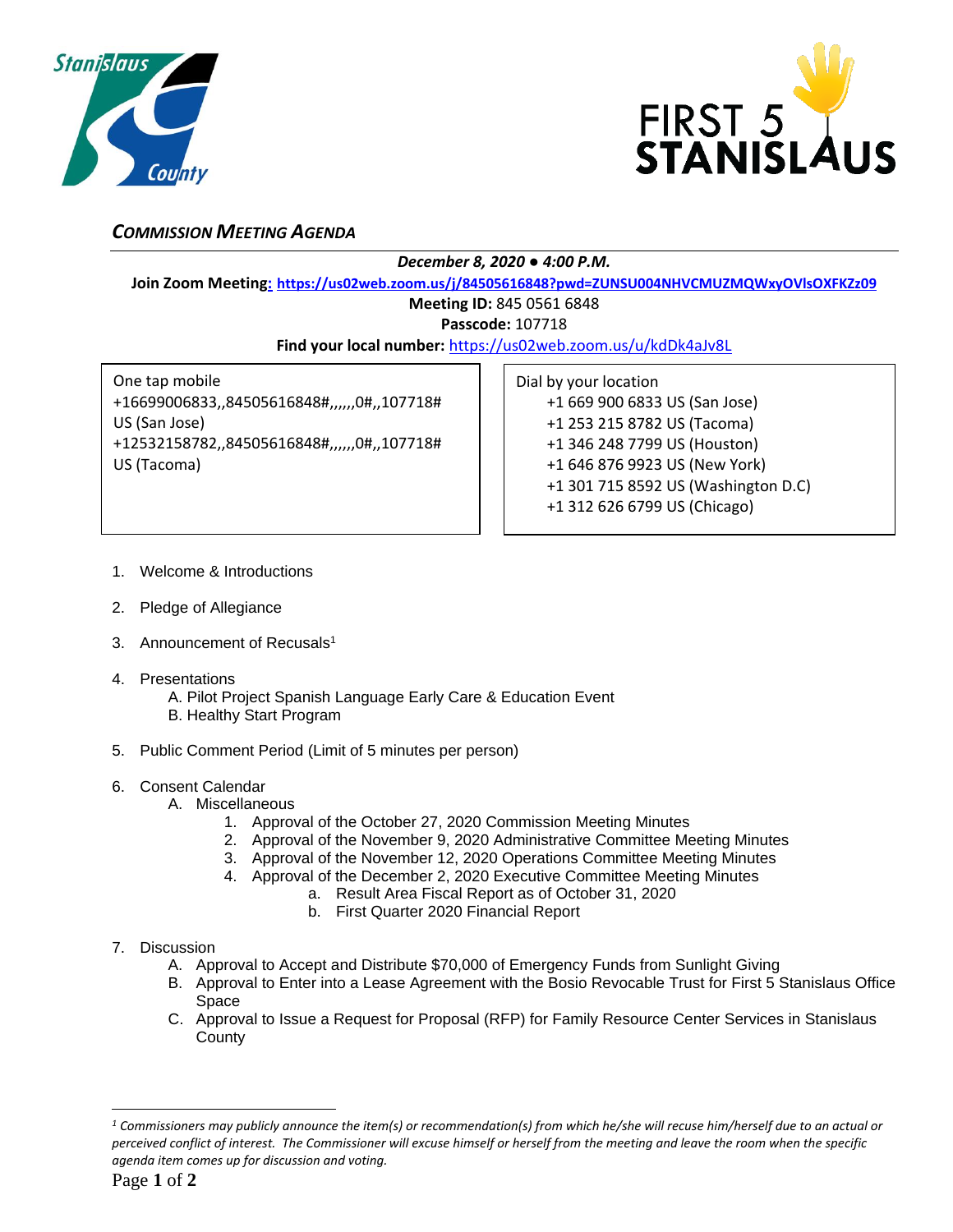## *COMMISSION MEETING AGENDA*

***December 8, 2020 ● 4:00 P.M.***

**Join Zoom Meeting: https://us02web.zoom.us/j/84505616848?pwd=ZUNSU004NHVCMUZMQWxyOVlsOXFKZz09**

**Meeting ID:** 845 0561 6848

**Passcode:** 107718

**Find your local number:** https://us02web.zoom.us/u/kdDk4aJv8L

One tap mobile
+16699006833,,84505616848#,,,,,,0#,,107718# US (San Jose)
+12532158782,,84505616848#,,,,,,0#,,107718# US (Tacoma)

Dial by your location
+1 669 900 6833 US (San Jose)
+1 253 215 8782 US (Tacoma)
+1 346 248 7799 US (Houston)
+1 646 876 9923 US (New York)
+1 301 715 8592 US (Washington D.C)
+1 312 626 6799 US (Chicago)

1. Welcome & Introductions
2. Pledge of Allegiance
3. Announcement of Recusals[1]
4. Presentations
   A. Pilot Project Spanish Language Early Care & Education Event
   B. Healthy Start Program
5. Public Comment Period (Limit of 5 minutes per person)
6. Consent Calendar
   A. Miscellaneous
      1. Approval of the October 27, 2020 Commission Meeting Minutes
      2. Approval of the November 9, 2020 Administrative Committee Meeting Minutes
      3. Approval of the November 12, 2020 Operations Committee Meeting Minutes
      4. Approval of the December 2, 2020 Executive Committee Meeting Minutes
         a. Result Area Fiscal Report as of October 31, 2020
         b. First Quarter 2020 Financial Report
7. Discussion
   A. Approval to Accept and Distribute $70,000 of Emergency Funds from Sunlight Giving
   B. Approval to Enter into a Lease Agreement with the Bosio Revocable Trust for First 5 Stanislaus Office Space
   C. Approval to Issue a Request for Proposal (RFP) for Family Resource Center Services in Stanislaus County

---

*[1] Commissioners may publicly announce the item(s) or recommendation(s) from which he/she will recuse him/herself due to an actual or perceived conflict of interest. The Commissioner will excuse himself or herself from the meeting and leave the room when the specific agenda item comes up for discussion and voting.*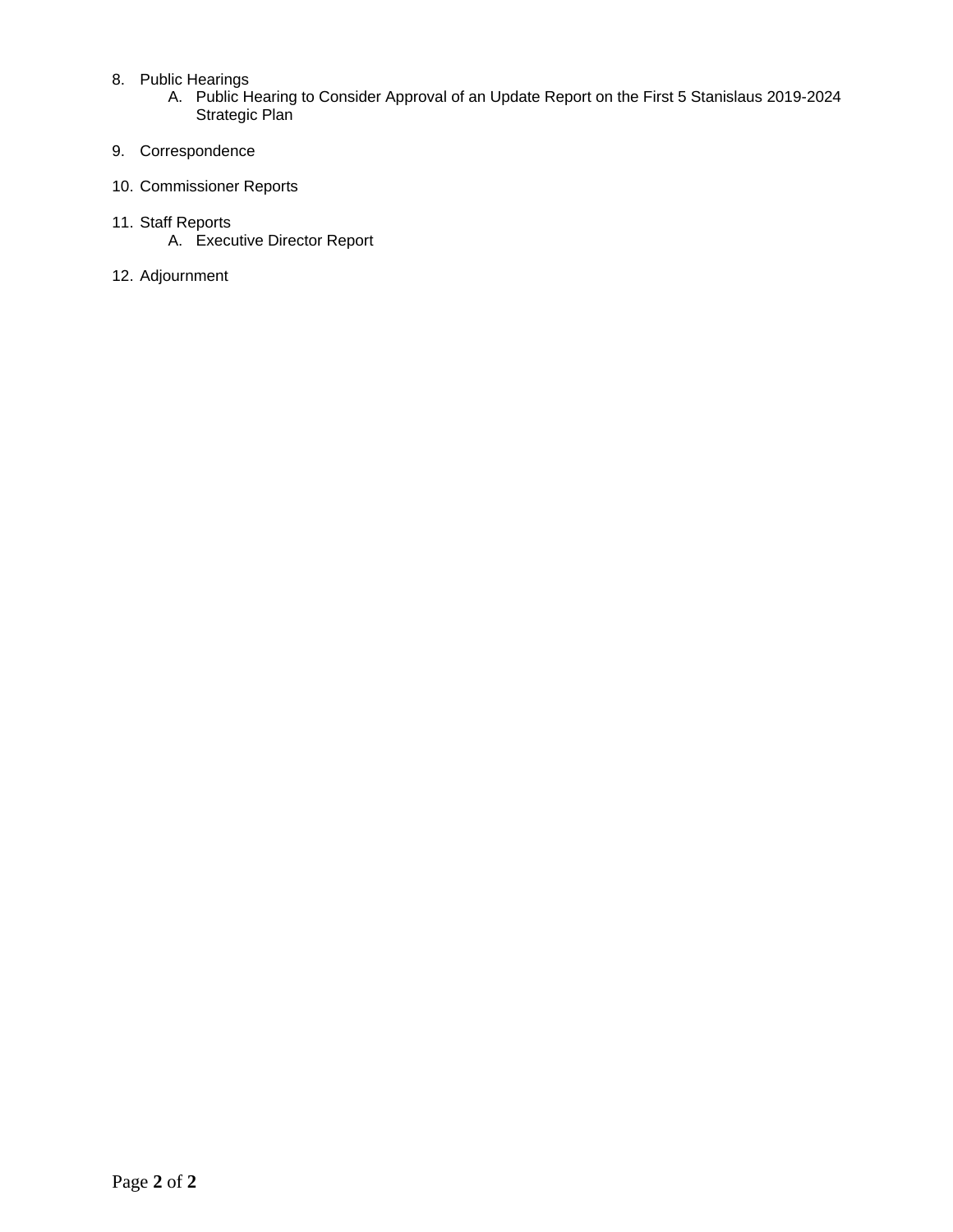8. Public Hearings
    A. Public Hearing to Consider Approval of an Update Report on the First 5 Stanislaus 2019-2024 Strategic Plan

9. Correspondence

10. Commissioner Reports

11. Staff Reports
    A. Executive Director Report

12. Adjournment